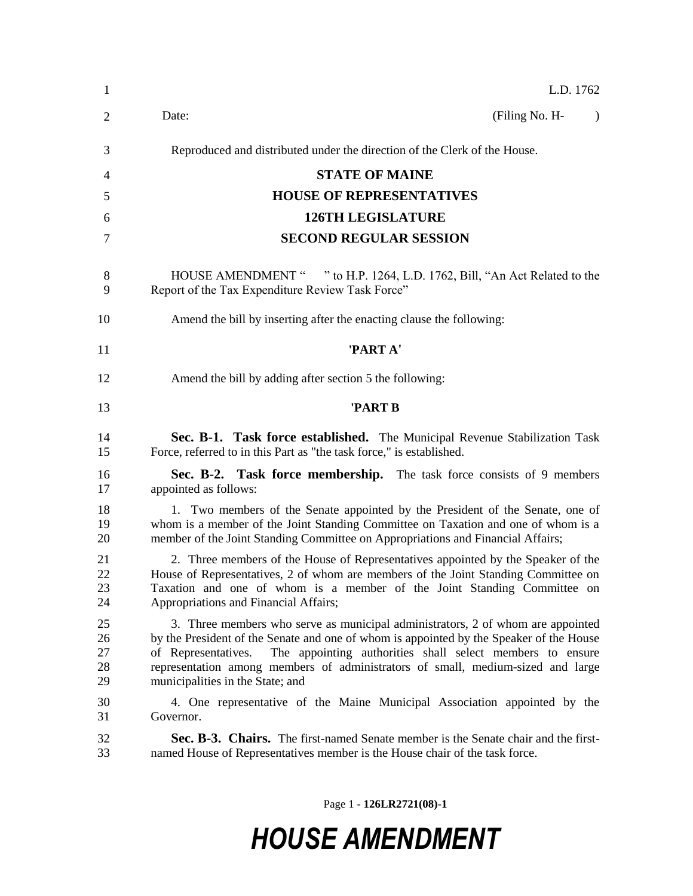L.D. 1762

Date: (Filing No. H- )

Reproduced and distributed under the direction of the Clerk of the House.

**STATE OF MAINE**

**HOUSE OF REPRESENTATIVES**

**126TH LEGISLATURE**

**SECOND REGULAR SESSION**

HOUSE AMENDMENT " " to H.P. 1264, L.D. 1762, Bill, "An Act Related to the Report of the Tax Expenditure Review Task Force"

Amend the bill by inserting after the enacting clause the following:

**'PART A'**

Amend the bill by adding after section 5 the following:

**'PART B**

**Sec. B-1. Task force established.** The Municipal Revenue Stabilization Task Force, referred to in this Part as "the task force," is established.

**Sec. B-2. Task force membership.** The task force consists of 9 members appointed as follows:

1. Two members of the Senate appointed by the President of the Senate, one of whom is a member of the Joint Standing Committee on Taxation and one of whom is a member of the Joint Standing Committee on Appropriations and Financial Affairs;

2. Three members of the House of Representatives appointed by the Speaker of the House of Representatives, 2 of whom are members of the Joint Standing Committee on Taxation and one of whom is a member of the Joint Standing Committee on Appropriations and Financial Affairs;

3. Three members who serve as municipal administrators, 2 of whom are appointed by the President of the Senate and one of whom is appointed by the Speaker of the House of Representatives. The appointing authorities shall select members to ensure representation among members of administrators of small, medium-sized and large municipalities in the State; and

4. One representative of the Maine Municipal Association appointed by the Governor.

**Sec. B-3. Chairs.** The first-named Senate member is the Senate chair and the first-named House of Representatives member is the House chair of the task force.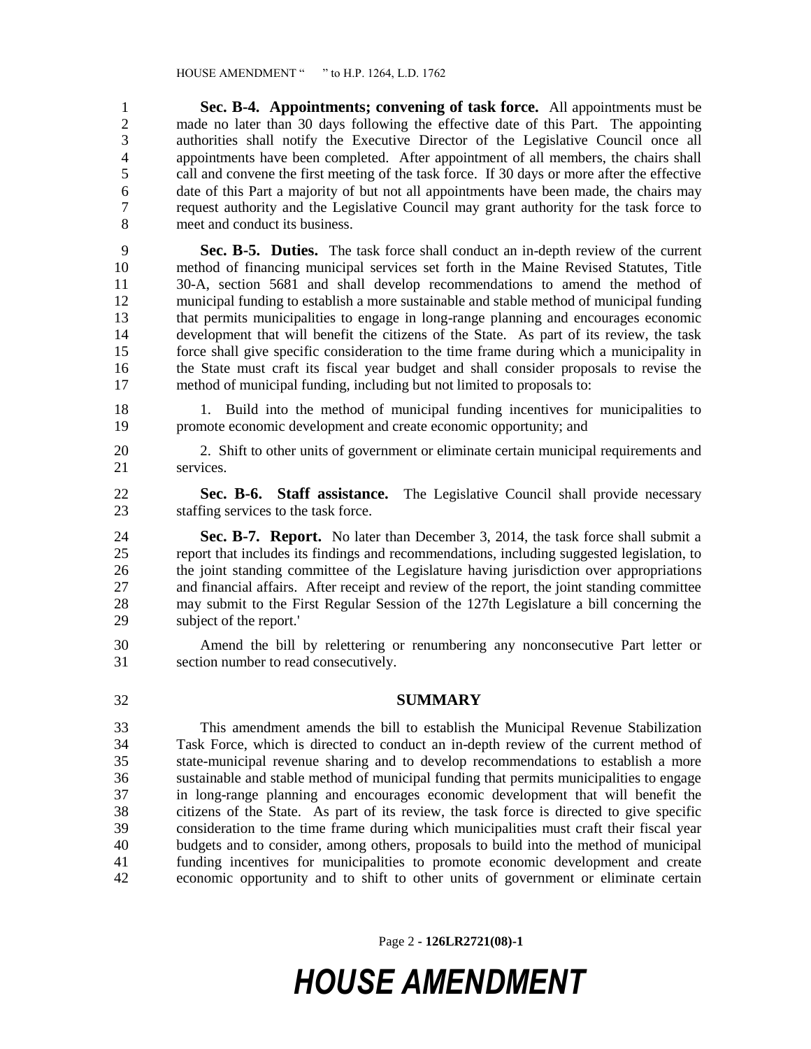**Sec. B-4. Appointments; convening of task force.** All appointments must be made no later than 30 days following the effective date of this Part. The appointing authorities shall notify the Executive Director of the Legislative Council once all appointments have been completed. After appointment of all members, the chairs shall call and convene the first meeting of the task force. If 30 days or more after the effective date of this Part a majority of but not all appointments have been made, the chairs may request authority and the Legislative Council may grant authority for the task force to meet and conduct its business.

**Sec. B-5. Duties.** The task force shall conduct an in-depth review of the current method of financing municipal services set forth in the Maine Revised Statutes, Title 30-A, section 5681 and shall develop recommendations to amend the method of municipal funding to establish a more sustainable and stable method of municipal funding that permits municipalities to engage in long-range planning and encourages economic development that will benefit the citizens of the State. As part of its review, the task force shall give specific consideration to the time frame during which a municipality in the State must craft its fiscal year budget and shall consider proposals to revise the method of municipal funding, including but not limited to proposals to:

1. Build into the method of municipal funding incentives for municipalities to promote economic development and create economic opportunity; and

2. Shift to other units of government or eliminate certain municipal requirements and services.

**Sec. B-6. Staff assistance.** The Legislative Council shall provide necessary staffing services to the task force.

**Sec. B-7. Report.** No later than December 3, 2014, the task force shall submit a report that includes its findings and recommendations, including suggested legislation, to the joint standing committee of the Legislature having jurisdiction over appropriations and financial affairs. After receipt and review of the report, the joint standing committee may submit to the First Regular Session of the 127th Legislature a bill concerning the subject of the report.'

Amend the bill by relettering or renumbering any nonconsecutive Part letter or section number to read consecutively.

## SUMMARY

This amendment amends the bill to establish the Municipal Revenue Stabilization Task Force, which is directed to conduct an in-depth review of the current method of state-municipal revenue sharing and to develop recommendations to establish a more sustainable and stable method of municipal funding that permits municipalities to engage in long-range planning and encourages economic development that will benefit the citizens of the State. As part of its review, the task force is directed to give specific consideration to the time frame during which municipalities must craft their fiscal year budgets and to consider, among others, proposals to build into the method of municipal funding incentives for municipalities to promote economic development and create economic opportunity and to shift to other units of government or eliminate certain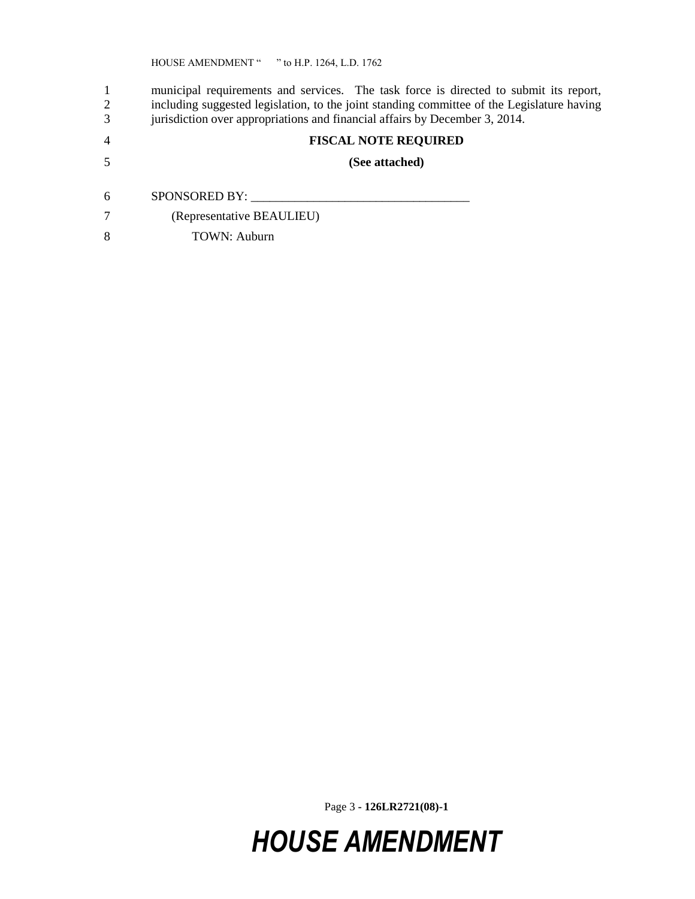municipal requirements and services. The task force is directed to submit its report, including suggested legislation, to the joint standing committee of the Legislature having jurisdiction over appropriations and financial affairs by December 3, 2014.

**FISCAL NOTE REQUIRED**

**(See attached)**

SPONSORED BY: ___________________________________

(Representative BEAULIEU)

TOWN: Auburn